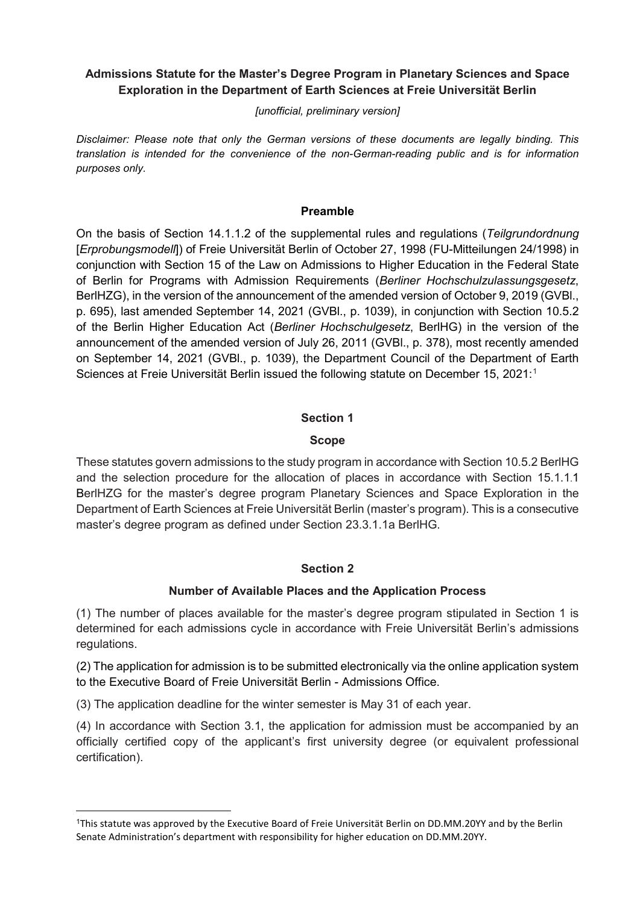# Admissions Statute for the Master's Degree Program in Planetary Sciences and Space Exploration in the Department of Earth Sciences at Freie Universität Berlin

*[unofficial, preliminary version]*

*Disclaimer: Please note that only the German versions of these documents are legally binding. This translation is intended for the convenience of the non-German-reading public and is for information purposes only.*

## Preamble

On the basis of Section 14.1.1.2 of the supplemental rules and regulations (*Teilgrundordnung* [*Erprobungsmodell*]) of Freie Universität Berlin of October 27, 1998 (FU-Mitteilungen 24/1998) in conjunction with Section 15 of the Law on Admissions to Higher Education in the Federal State of Berlin for Programs with Admission Requirements (*Berliner Hochschulzulassungsgesetz*, BerlHZG), in the version of the announcement of the amended version of October 9, 2019 (GVBl., p. 695), last amended September 14, 2021 (GVBl., p. 1039), in conjunction with Section 10.5.2 of the Berlin Higher Education Act (*Berliner Hochschulgesetz*, BerlHG) in the version of the announcement of the amended version of July 26, 2011 (GVBl., p. 378), most recently amended on September 14, 2021 (GVBl., p. 1039), the Department Council of the Department of Earth Sciences at Freie Universität Berlin issued the following statute on December 15, 2021:[1]

## Section 1

### Scope

These statutes govern admissions to the study program in accordance with Section 10.5.2 BerlHG and the selection procedure for the allocation of places in accordance with Section 15.1.1.1 BerlHZG for the master's degree program Planetary Sciences and Space Exploration in the Department of Earth Sciences at Freie Universität Berlin (master's program). This is a consecutive master's degree program as defined under Section 23.3.1.1a BerlHG.

## Section 2

### Number of Available Places and the Application Process

(1) The number of places available for the master's degree program stipulated in Section 1 is determined for each admissions cycle in accordance with Freie Universität Berlin's admissions regulations.

(2) The application for admission is to be submitted electronically via the online application system to the Executive Board of Freie Universität Berlin - Admissions Office.

(3) The application deadline for the winter semester is May 31 of each year.

(4) In accordance with Section 3.1, the application for admission must be accompanied by an officially certified copy of the applicant's first university degree (or equivalent professional certification).

---

[1] This statute was approved by the Executive Board of Freie Universität Berlin on DD.MM.20YY and by the Berlin Senate Administration's department with responsibility for higher education on DD.MM.20YY.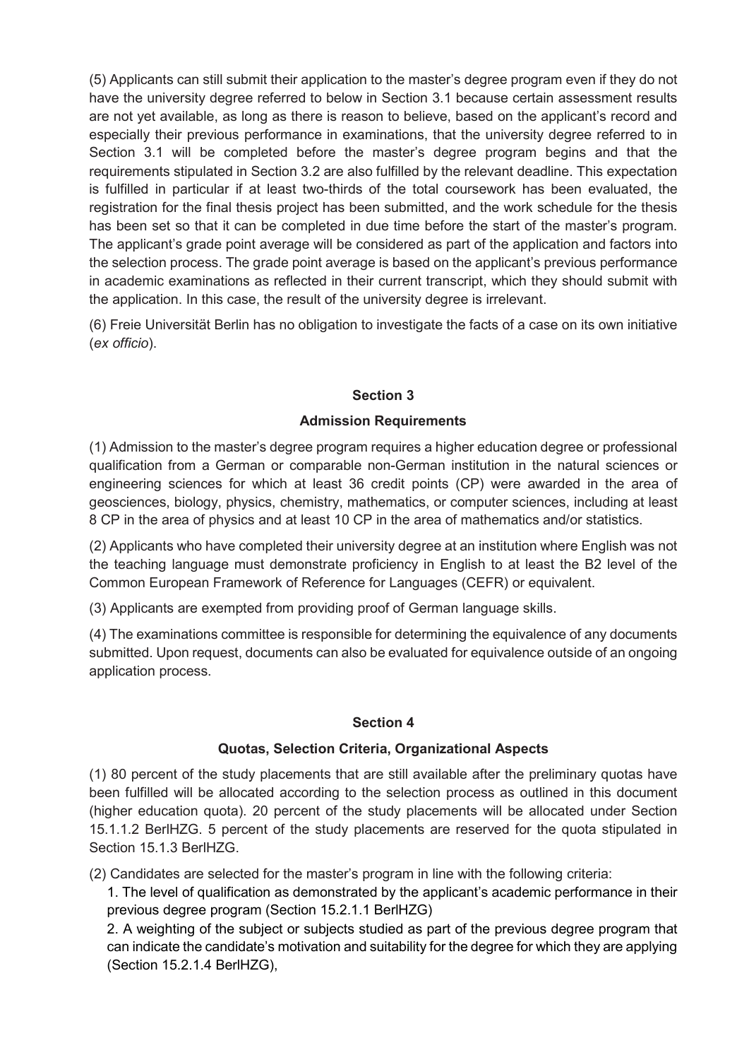(5) Applicants can still submit their application to the master's degree program even if they do not have the university degree referred to below in Section 3.1 because certain assessment results are not yet available, as long as there is reason to believe, based on the applicant's record and especially their previous performance in examinations, that the university degree referred to in Section 3.1 will be completed before the master's degree program begins and that the requirements stipulated in Section 3.2 are also fulfilled by the relevant deadline. This expectation is fulfilled in particular if at least two-thirds of the total coursework has been evaluated, the registration for the final thesis project has been submitted, and the work schedule for the thesis has been set so that it can be completed in due time before the start of the master's program. The applicant's grade point average will be considered as part of the application and factors into the selection process. The grade point average is based on the applicant's previous performance in academic examinations as reflected in their current transcript, which they should submit with the application. In this case, the result of the university degree is irrelevant.

(6) Freie Universität Berlin has no obligation to investigate the facts of a case on its own initiative (*ex officio*).

## Section 3

## Admission Requirements

(1) Admission to the master's degree program requires a higher education degree or professional qualification from a German or comparable non-German institution in the natural sciences or engineering sciences for which at least 36 credit points (CP) were awarded in the area of geosciences, biology, physics, chemistry, mathematics, or computer sciences, including at least 8 CP in the area of physics and at least 10 CP in the area of mathematics and/or statistics.

(2) Applicants who have completed their university degree at an institution where English was not the teaching language must demonstrate proficiency in English to at least the B2 level of the Common European Framework of Reference for Languages (CEFR) or equivalent.

(3) Applicants are exempted from providing proof of German language skills.

(4) The examinations committee is responsible for determining the equivalence of any documents submitted. Upon request, documents can also be evaluated for equivalence outside of an ongoing application process.

## Section 4

## Quotas, Selection Criteria, Organizational Aspects

(1) 80 percent of the study placements that are still available after the preliminary quotas have been fulfilled will be allocated according to the selection process as outlined in this document (higher education quota). 20 percent of the study placements will be allocated under Section 15.1.1.2 BerlHZG. 5 percent of the study placements are reserved for the quota stipulated in Section 15.1.3 BerlHZG.

(2) Candidates are selected for the master's program in line with the following criteria:

1. The level of qualification as demonstrated by the applicant's academic performance in their previous degree program (Section 15.2.1.1 BerlHZG)
2. A weighting of the subject or subjects studied as part of the previous degree program that can indicate the candidate's motivation and suitability for the degree for which they are applying (Section 15.2.1.4 BerlHZG),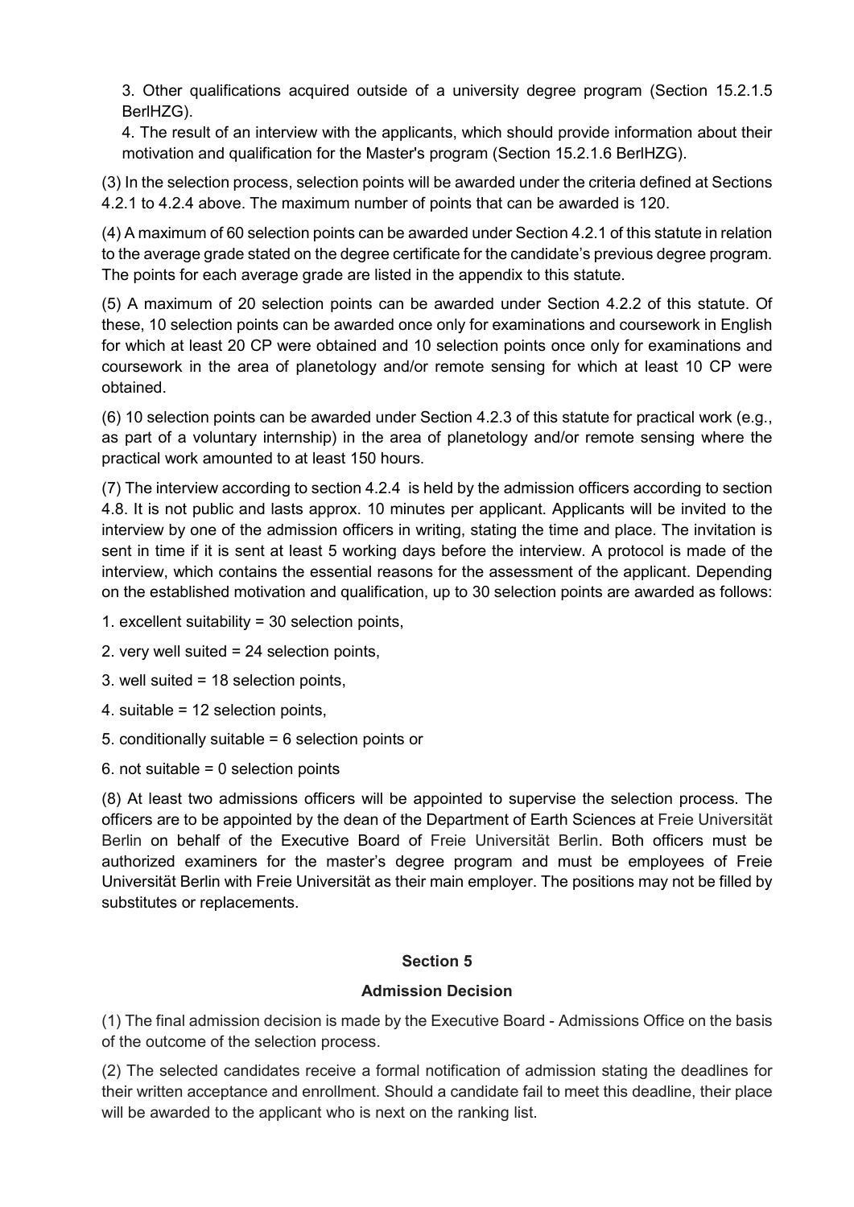3. Other qualifications acquired outside of a university degree program (Section 15.2.1.5 BerlHZG).

4. The result of an interview with the applicants, which should provide information about their motivation and qualification for the Master's program (Section 15.2.1.6 BerlHZG).

(3) In the selection process, selection points will be awarded under the criteria defined at Sections 4.2.1 to 4.2.4 above. The maximum number of points that can be awarded is 120.

(4) A maximum of 60 selection points can be awarded under Section 4.2.1 of this statute in relation to the average grade stated on the degree certificate for the candidate's previous degree program. The points for each average grade are listed in the appendix to this statute.

(5) A maximum of 20 selection points can be awarded under Section 4.2.2 of this statute. Of these, 10 selection points can be awarded once only for examinations and coursework in English for which at least 20 CP were obtained and 10 selection points once only for examinations and coursework in the area of planetology and/or remote sensing for which at least 10 CP were obtained.

(6) 10 selection points can be awarded under Section 4.2.3 of this statute for practical work (e.g., as part of a voluntary internship) in the area of planetology and/or remote sensing where the practical work amounted to at least 150 hours.

(7) The interview according to section 4.2.4 is held by the admission officers according to section 4.8. It is not public and lasts approx. 10 minutes per applicant. Applicants will be invited to the interview by one of the admission officers in writing, stating the time and place. The invitation is sent in time if it is sent at least 5 working days before the interview. A protocol is made of the interview, which contains the essential reasons for the assessment of the applicant. Depending on the established motivation and qualification, up to 30 selection points are awarded as follows:

1. excellent suitability = 30 selection points,
2. very well suited = 24 selection points,
3. well suited = 18 selection points,
4. suitable = 12 selection points,
5. conditionally suitable = 6 selection points or
6. not suitable = 0 selection points

(8) At least two admissions officers will be appointed to supervise the selection process. The officers are to be appointed by the dean of the Department of Earth Sciences at Freie Universität Berlin on behalf of the Executive Board of Freie Universität Berlin. Both officers must be authorized examiners for the master's degree program and must be employees of Freie Universität Berlin with Freie Universität as their main employer. The positions may not be filled by substitutes or replacements.

## Section 5

### Admission Decision

(1) The final admission decision is made by the Executive Board - Admissions Office on the basis of the outcome of the selection process.

(2) The selected candidates receive a formal notification of admission stating the deadlines for their written acceptance and enrollment. Should a candidate fail to meet this deadline, their place will be awarded to the applicant who is next on the ranking list.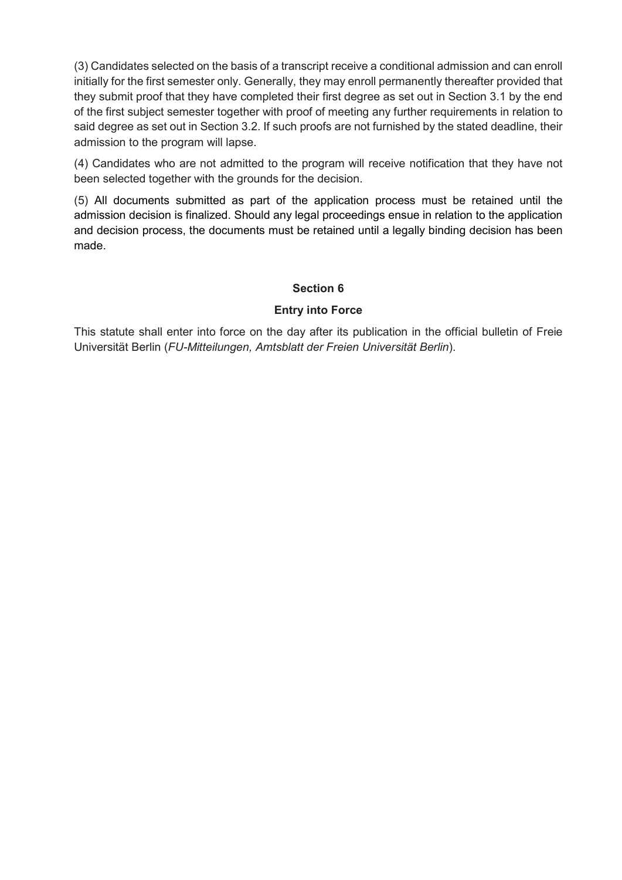(3) Candidates selected on the basis of a transcript receive a conditional admission and can enroll initially for the first semester only. Generally, they may enroll permanently thereafter provided that they submit proof that they have completed their first degree as set out in Section 3.1 by the end of the first subject semester together with proof of meeting any further requirements in relation to said degree as set out in Section 3.2. If such proofs are not furnished by the stated deadline, their admission to the program will lapse.

(4) Candidates who are not admitted to the program will receive notification that they have not been selected together with the grounds for the decision.

(5) All documents submitted as part of the application process must be retained until the admission decision is finalized. Should any legal proceedings ensue in relation to the application and decision process, the documents must be retained until a legally binding decision has been made.

## Section 6

## Entry into Force

This statute shall enter into force on the day after its publication in the official bulletin of Freie Universität Berlin (*FU-Mitteilungen, Amtsblatt der Freien Universität Berlin*).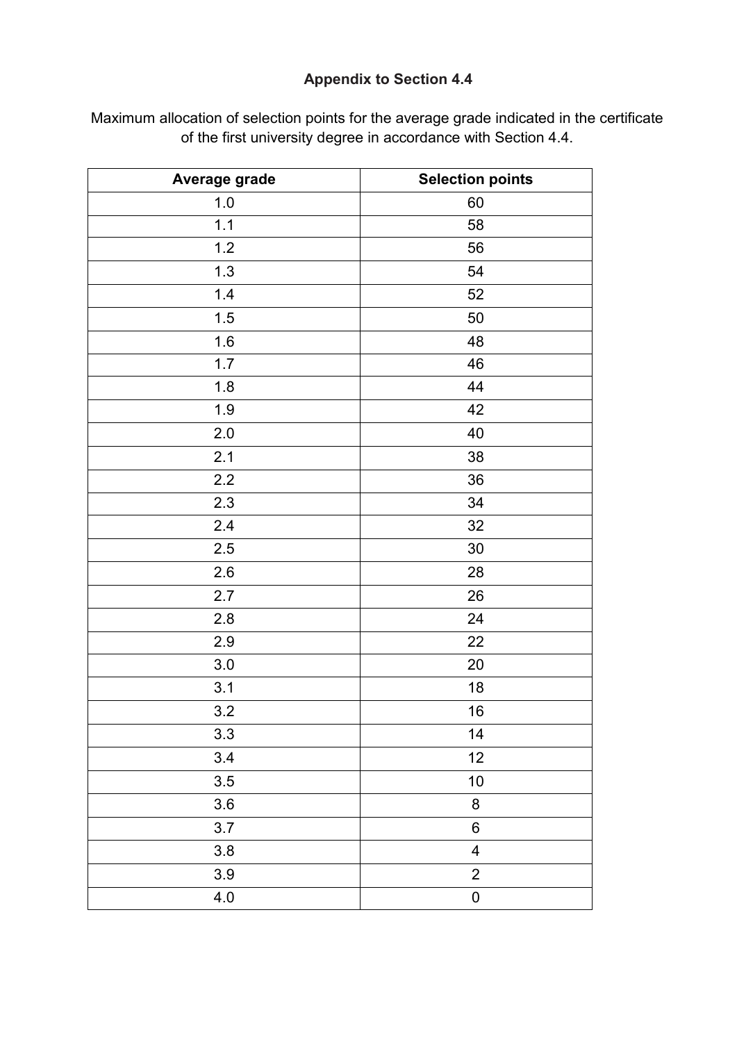**Appendix to Section 4.4**

Maximum allocation of selection points for the average grade indicated in the certificate of the first university degree in accordance with Section 4.4.

| Average grade | Selection points |
|---|---|
| 1.0 | 60 |
| 1.1 | 58 |
| 1.2 | 56 |
| 1.3 | 54 |
| 1.4 | 52 |
| 1.5 | 50 |
| 1.6 | 48 |
| 1.7 | 46 |
| 1.8 | 44 |
| 1.9 | 42 |
| 2.0 | 40 |
| 2.1 | 38 |
| 2.2 | 36 |
| 2.3 | 34 |
| 2.4 | 32 |
| 2.5 | 30 |
| 2.6 | 28 |
| 2.7 | 26 |
| 2.8 | 24 |
| 2.9 | 22 |
| 3.0 | 20 |
| 3.1 | 18 |
| 3.2 | 16 |
| 3.3 | 14 |
| 3.4 | 12 |
| 3.5 | 10 |
| 3.6 | 8 |
| 3.7 | 6 |
| 3.8 | 4 |
| 3.9 | 2 |
| 4.0 | 0 |